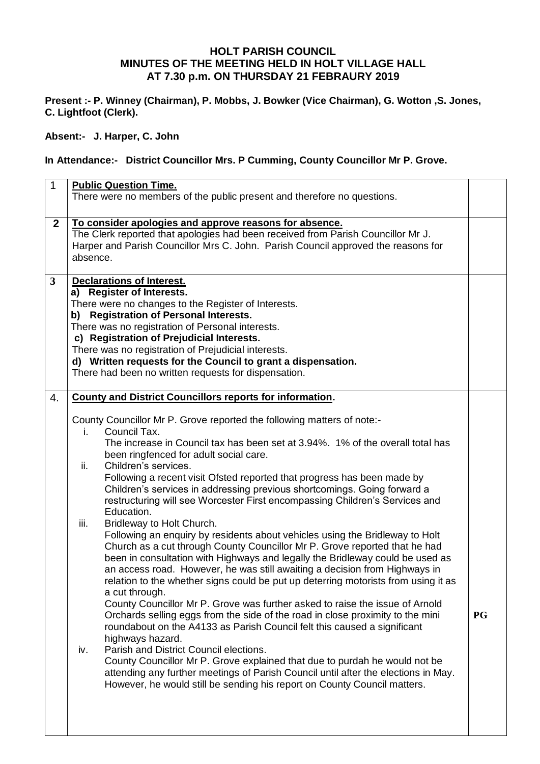# HOLT PARISH COUNCIL
## MINUTES OF THE MEETING HELD IN HOLT VILLAGE HALL
## AT 7.30 p.m. ON THURSDAY 21 FEBRAURY 2019

**Present :- P. Winney (Chairman), P. Mobbs, J. Bowker (Vice Chairman), G. Wotton ,S. Jones, C. Lightfoot (Clerk).**

**Absent:- J. Harper, C. John**

**In Attendance:- District Councillor Mrs. P Cumming, County Councillor Mr P. Grove.**

| | | |
|---|---|---|
| 1 | **Public Question Time.**<br>There were no members of the public present and therefore no questions. | |
| **2** | **To consider apologies and approve reasons for absence.**<br>The Clerk reported that apologies had been received from Parish Councillor Mr J. Harper and Parish Councillor Mrs C. John. Parish Council approved the reasons for absence. | |
| **3** | **Declarations of Interest.**<br>**a) Register of Interests.**<br>There were no changes to the Register of Interests.<br>**b) Registration of Personal Interests.**<br>There was no registration of Personal interests.<br>**c) Registration of Prejudicial Interests.**<br>There was no registration of Prejudicial interests.<br>**d) Written requests for the Council to grant a dispensation.**<br>There had been no written requests for dispensation. | |
| 4. | **County and District Councillors reports for information.**<br><br>County Councillor Mr P. Grove reported the following matters of note:-<br>i. Council Tax.<br>The increase in Council tax has been set at 3.94%. 1% of the overall total has been ringfenced for adult social care.<br>ii. Children's services.<br>Following a recent visit Ofsted reported that progress has been made by Children's services in addressing previous shortcomings. Going forward a restructuring will see Worcester First encompassing Children's Services and Education.<br>iii. Bridleway to Holt Church.<br>Following an enquiry by residents about vehicles using the Bridleway to Holt Church as a cut through County Councillor Mr P. Grove reported that he had been in consultation with Highways and legally the Bridleway could be used as an access road. However, he was still awaiting a decision from Highways in relation to the whether signs could be put up deterring motorists from using it as a cut through.<br>County Councillor Mr P. Grove was further asked to raise the issue of Arnold Orchards selling eggs from the side of the road in close proximity to the mini roundabout on the A4133 as Parish Council felt this caused a significant highways hazard.<br>iv. Parish and District Council elections.<br>County Councillor Mr P. Grove explained that due to purdah he would not be attending any further meetings of Parish Council until after the elections in May. However, he would still be sending his report on County Council matters. | **PG** |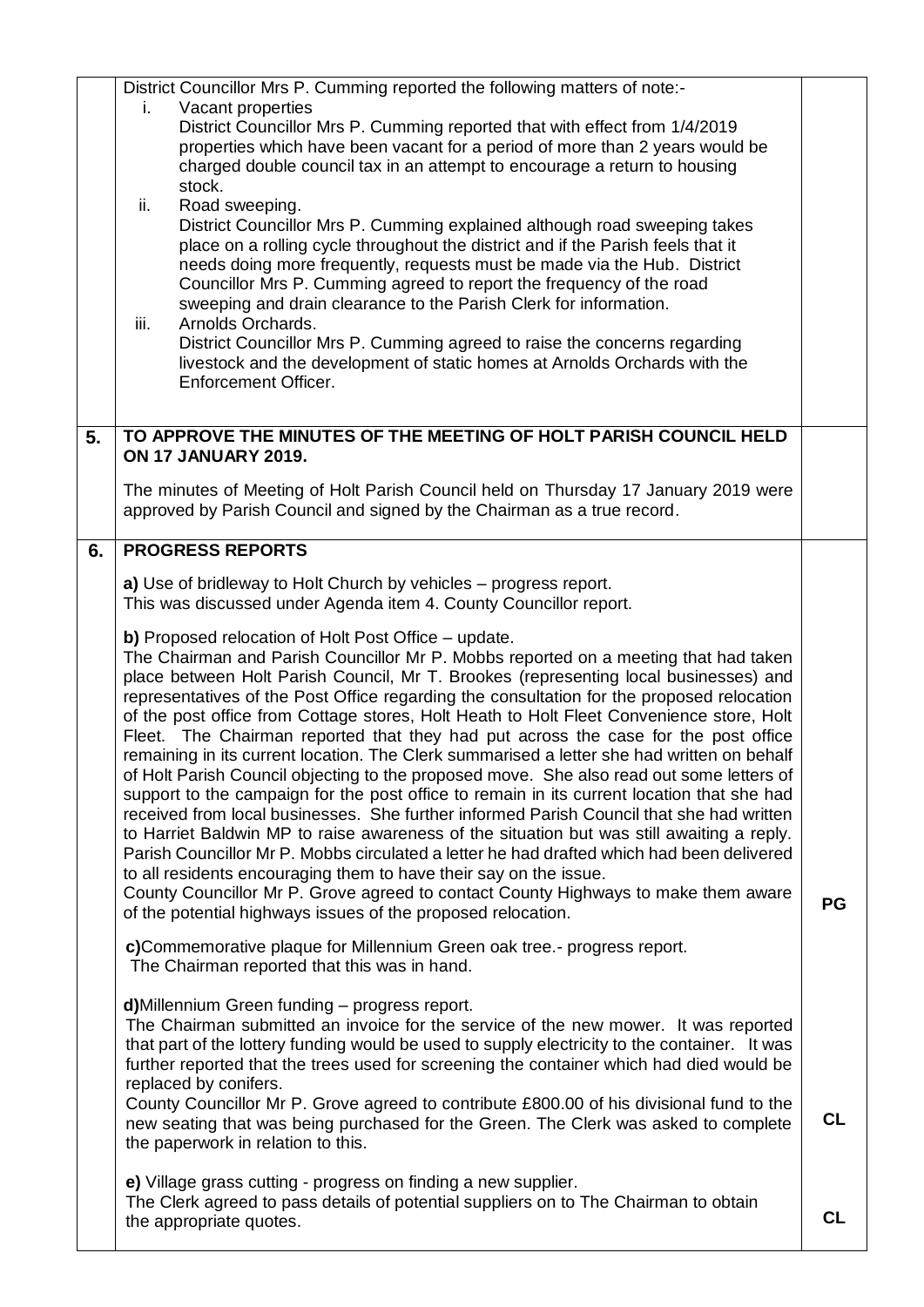| | | |
|---|---|---|
| | District Councillor Mrs P. Cumming reported the following matters of note:-<br>i. Vacant properties<br>District Councillor Mrs P. Cumming reported that with effect from 1/4/2019 properties which have been vacant for a period of more than 2 years would be charged double council tax in an attempt to encourage a return to housing stock.<br>ii. Road sweeping.<br>District Councillor Mrs P. Cumming explained although road sweeping takes place on a rolling cycle throughout the district and if the Parish feels that it needs doing more frequently, requests must be made via the Hub. District Councillor Mrs P. Cumming agreed to report the frequency of the road sweeping and drain clearance to the Parish Clerk for information.<br>iii. Arnolds Orchards.<br>District Councillor Mrs P. Cumming agreed to raise the concerns regarding livestock and the development of static homes at Arnolds Orchards with the Enforcement Officer. | |
| **5.** | **TO APPROVE THE MINUTES OF THE MEETING OF HOLT PARISH COUNCIL HELD ON 17 JANUARY 2019.**<br><br>The minutes of Meeting of Holt Parish Council held on Thursday 17 January 2019 were approved by Parish Council and signed by the Chairman as a true record. | |
| **6.** | **PROGRESS REPORTS**<br><br>**a)** Use of bridleway to Holt Church by vehicles – progress report.<br>This was discussed under Agenda item 4. County Councillor report.<br><br>**b)** Proposed relocation of Holt Post Office – update.<br>The Chairman and Parish Councillor Mr P. Mobbs reported on a meeting that had taken place between Holt Parish Council, Mr T. Brookes (representing local businesses) and representatives of the Post Office regarding the consultation for the proposed relocation of the post office from Cottage stores, Holt Heath to Holt Fleet Convenience store, Holt Fleet. The Chairman reported that they had put across the case for the post office remaining in its current location. The Clerk summarised a letter she had written on behalf of Holt Parish Council objecting to the proposed move. She also read out some letters of support to the campaign for the post office to remain in its current location that she had received from local businesses. She further informed Parish Council that she had written to Harriet Baldwin MP to raise awareness of the situation but was still awaiting a reply. Parish Councillor Mr P. Mobbs circulated a letter he had drafted which had been delivered to all residents encouraging them to have their say on the issue.<br>County Councillor Mr P. Grove agreed to contact County Highways to make them aware of the potential highways issues of the proposed relocation. | **PG** |
| | **c)** Commemorative plaque for Millennium Green oak tree.- progress report.<br>The Chairman reported that this was in hand.<br><br>**d)** Millennium Green funding – progress report.<br>The Chairman submitted an invoice for the service of the new mower. It was reported that part of the lottery funding would be used to supply electricity to the container. It was further reported that the trees used for screening the container which had died would be replaced by conifers.<br>County Councillor Mr P. Grove agreed to contribute £800.00 of his divisional fund to the new seating that was being purchased for the Green. The Clerk was asked to complete the paperwork in relation to this. | **CL** |
| | **e)** Village grass cutting - progress on finding a new supplier.<br>The Clerk agreed to pass details of potential suppliers on to The Chairman to obtain the appropriate quotes. | **CL** |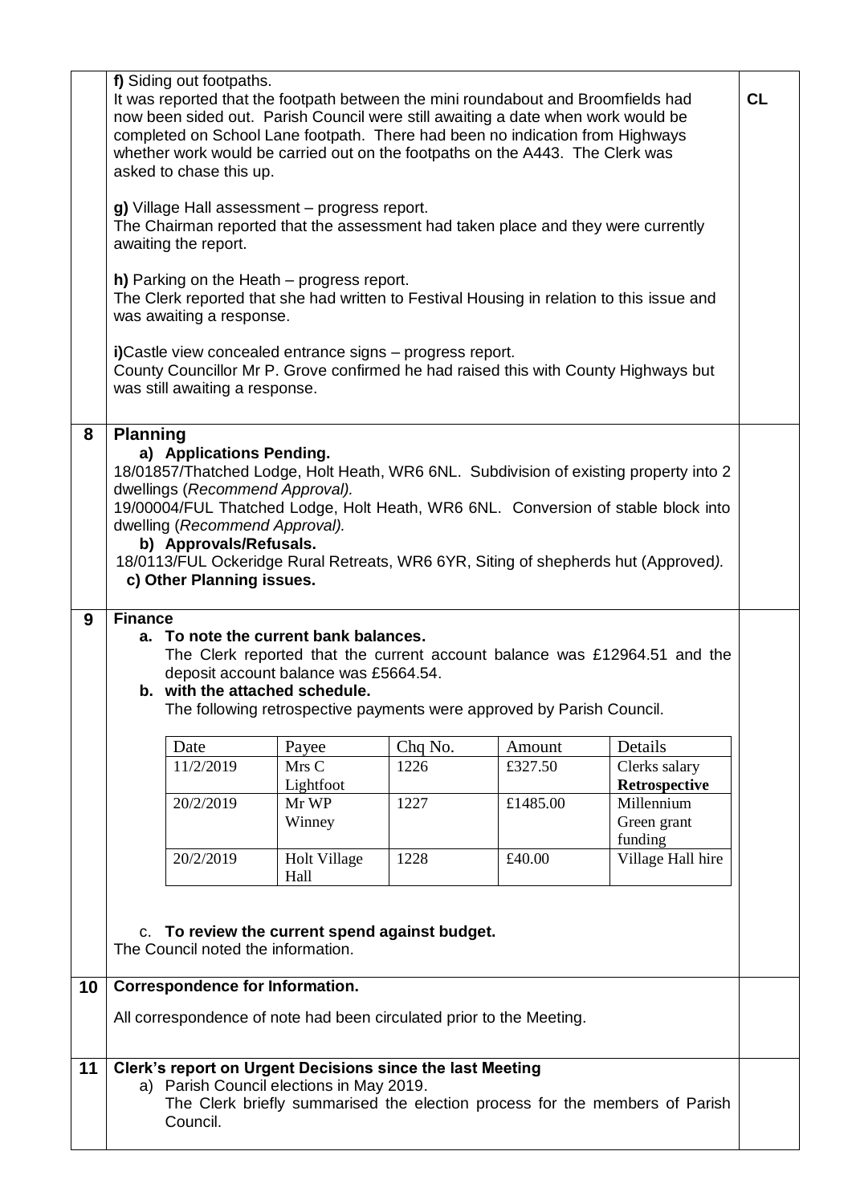**f)** Siding out footpaths.
It was reported that the footpath between the mini roundabout and Broomfields had now been sided out. Parish Council were still awaiting a date when work would be completed on School Lane footpath. There had been no indication from Highways whether work would be carried out on the footpaths on the A443. The Clerk was asked to chase this up. **CL**

**g)** Village Hall assessment – progress report.
The Chairman reported that the assessment had taken place and they were currently awaiting the report.

**h)** Parking on the Heath – progress report.
The Clerk reported that she had written to Festival Housing in relation to this issue and was awaiting a response.

**i)**Castle view concealed entrance signs – progress report.
County Councillor Mr P. Grove confirmed he had raised this with County Highways but was still awaiting a response.

## 8 Planning

**a) Applications Pending.**

18/01857/Thatched Lodge, Holt Heath, WR6 6NL. Subdivision of existing property into 2 dwellings (*Recommend Approval).*

19/00004/FUL Thatched Lodge, Holt Heath, WR6 6NL. Conversion of stable block into dwelling (*Recommend Approval).*

**b) Approvals/Refusals.**

18/0113/FUL Ockeridge Rural Retreats, WR6 6YR, Siting of shepherds hut (*Approved).*

**c) Other Planning issues.**

## 9 Finance

**a. To note the current bank balances.**
The Clerk reported that the current account balance was £12964.51 and the deposit account balance was £5664.54.

**b. with the attached schedule.**
The following retrospective payments were approved by Parish Council.

| Date | Payee | Chq No. | Amount | Details |
|---|---|---|---|---|
| 11/2/2019 | Mrs C Lightfoot | 1226 | £327.50 | Clerks salary **Retrospective** |
| 20/2/2019 | Mr WP Winney | 1227 | £1485.00 | Millennium Green grant funding |
| 20/2/2019 | Holt Village Hall | 1228 | £40.00 | Village Hall hire |

c. **To review the current spend against budget.**
The Council noted the information.

## 10 Correspondence for Information.

All correspondence of note had been circulated prior to the Meeting.

## 11 Clerk's report on Urgent Decisions since the last Meeting

a) Parish Council elections in May 2019.
The Clerk briefly summarised the election process for the members of Parish Council.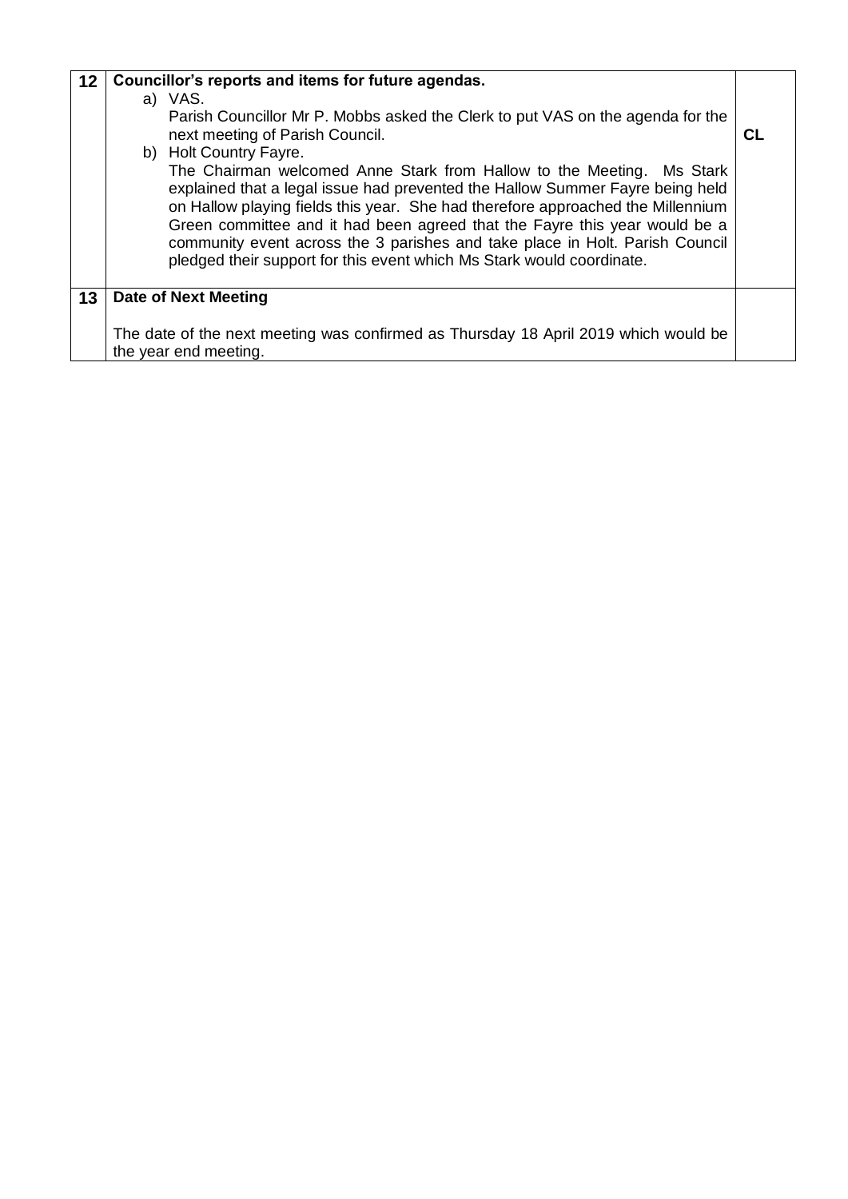| | | |
|---|---|---|
| **12** | **Councillor's reports and items for future agendas.**<br>a) VAS.<br>Parish Councillor Mr P. Mobbs asked the Clerk to put VAS on the agenda for the next meeting of Parish Council.<br>b) Holt Country Fayre.<br>The Chairman welcomed Anne Stark from Hallow to the Meeting. Ms Stark explained that a legal issue had prevented the Hallow Summer Fayre being held on Hallow playing fields this year. She had therefore approached the Millennium Green committee and it had been agreed that the Fayre this year would be a community event across the 3 parishes and take place in Holt. Parish Council pledged their support for this event which Ms Stark would coordinate. | **CL** |
| **13** | **Date of Next Meeting**<br><br>The date of the next meeting was confirmed as Thursday 18 April 2019 which would be the year end meeting. | |